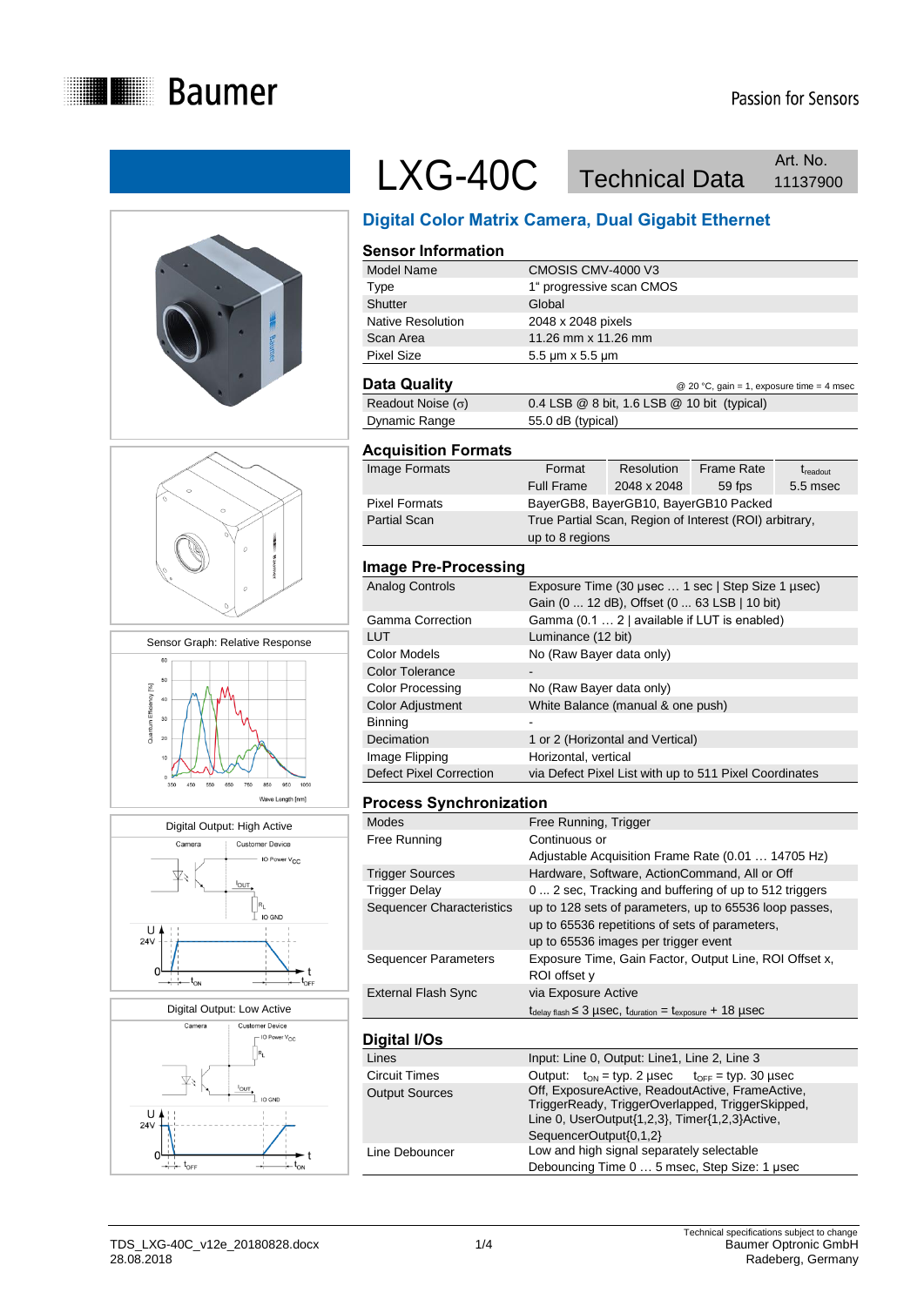# LXG-40C Technical Data

Art. No. 11137900

## Digital Color Matrix Camera, Dual Gigabit Ethernet

### Sensor Information

| | |
|---|---|
| Model Name | CMOSIS CMV-4000 V3 |
| Type | 1" progressive scan CMOS |
| Shutter | Global |
| Native Resolution | 2048 x 2048 pixels |
| Scan Area | 11.26 mm x 11.26 mm |
| Pixel Size | 5.5 µm x 5.5 µm |

### Data Quality

@ 20 °C, gain = 1, exposure time = 4 msec

| | |
|---|---|
| Readout Noise (σ) | 0.4 LSB @ 8 bit, 1.6 LSB @ 10 bit (typical) |
| Dynamic Range | 55.0 dB (typical) |

### Acquisition Formats

| | | | | |
|---|---|---|---|---|
| Image Formats | Format | Resolution | Frame Rate | $t_{readout}$ |
| | Full Frame | 2048 x 2048 | 59 fps | 5.5 msec |
| Pixel Formats | BayerGB8, BayerGB10, BayerGB10 Packed | | | |
| Partial Scan | True Partial Scan, Region of Interest (ROI) arbitrary, up to 8 regions | | | |

### Image Pre-Processing

| | |
|---|---|
| Analog Controls | Exposure Time (30 µsec … 1 sec \| Step Size 1 µsec) Gain (0 ... 12 dB), Offset (0 ... 63 LSB \| 10 bit) |
| Gamma Correction | Gamma (0.1 … 2 \| available if LUT is enabled) |
| LUT | Luminance (12 bit) |
| Color Models | No (Raw Bayer data only) |
| Color Tolerance | - |
| Color Processing | No (Raw Bayer data only) |
| Color Adjustment | White Balance (manual & one push) |
| Binning | - |
| Decimation | 1 or 2 (Horizontal and Vertical) |
| Image Flipping | Horizontal, vertical |
| Defect Pixel Correction | via Defect Pixel List with up to 511 Pixel Coordinates |

### Process Synchronization

| | |
|---|---|
| Modes | Free Running, Trigger |
| Free Running | Continuous or Adjustable Acquisition Frame Rate (0.01 … 14705 Hz) |
| Trigger Sources | Hardware, Software, ActionCommand, All or Off |
| Trigger Delay | 0 ... 2 sec, Tracking and buffering of up to 512 triggers |
| Sequencer Characteristics | up to 128 sets of parameters, up to 65536 loop passes, up to 65536 repetitions of sets of parameters, up to 65536 images per trigger event |
| Sequencer Parameters | Exposure Time, Gain Factor, Output Line, ROI Offset x, ROI offset y |
| External Flash Sync | via Exposure Active $t_{delay\ flash} \leq 3$ µsec, $t_{duration} = t_{exposure} + 18$ µsec |

### Digital I/Os

| | |
|---|---|
| Lines | Input: Line 0, Output: Line1, Line 2, Line 3 |
| Circuit Times | Output: $t_{ON}$ = typ. 2 µsec $t_{OFF}$ = typ. 30 µsec |
| Output Sources | Off, ExposureActive, ReadoutActive, FrameActive, TriggerReady, TriggerOverlapped, TriggerSkipped, Line 0, UserOutput{1,2,3}, Timer{1,2,3}Active, SequencerOutput{0,1,2} |
| Line Debouncer | Low and high signal separately selectable Debouncing Time 0 … 5 msec, Step Size: 1 µsec |

Sensor Graph: Relative Response

Digital Output: High Active

Digital Output: Low Active

TDS_LXG-40C_v12e_20180828.docx
28.08.2018

Technical specifications subject to change
Baumer Optronic GmbH
Radeberg, Germany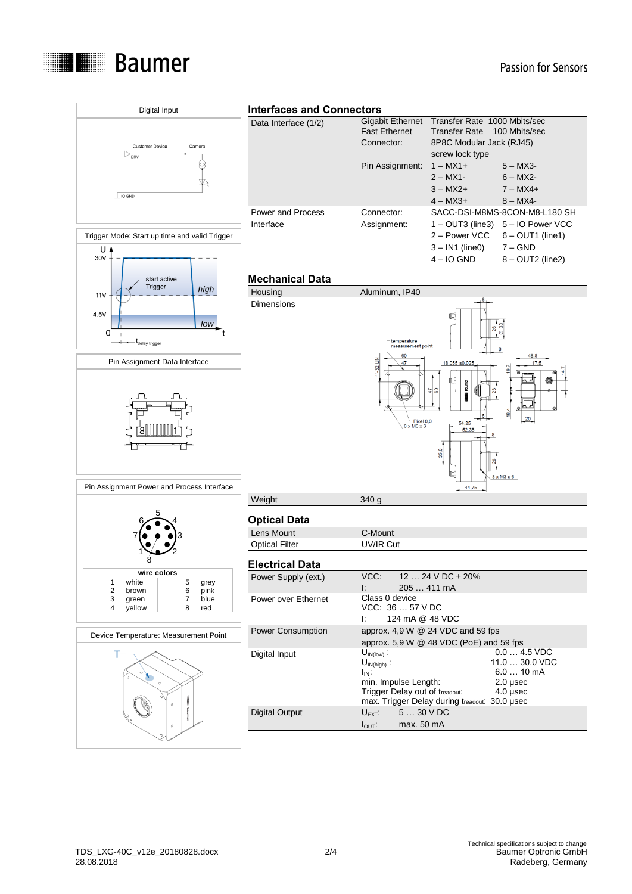Digital Input

Trigger Mode: Start up time and valid Trigger

Pin Assignment Data Interface

Pin Assignment Power and Process Interface

| wire colors | | | |
|---|---|---|---|
| 1 | white | 5 | grey |
| 2 | brown | 6 | pink |
| 3 | green | 7 | blue |
| 4 | yellow | 8 | red |

Device Temperature: Measurement Point

## Interfaces and Connectors

| | | | |
|---|---|---|---|
| Data Interface (1/2) | Gigabit Ethernet | Transfer Rate 1000 Mbits/sec | |
| | Fast Ethernet | Transfer Rate 100 Mbits/sec | |
| | Connector: | 8P8C Modular Jack (RJ45) screw lock type | |
| | Pin Assignment: | 1 – MX1+ | 5 – MX3- |
| | | 2 – MX1- | 6 – MX2- |
| | | 3 – MX2+ | 7 – MX4+ |
| | | 4 – MX3+ | 8 – MX4- |
| Power and Process Interface | Connector: | SACC-DSI-M8MS-8CON-M8-L180 SH | |
| | Assignment: | 1 – OUT3 (line3) | 5 – IO Power VCC |
| | | 2 – Power VCC | 6 – OUT1 (line1) |
| | | 3 – IN1 (line0) | 7 – GND |
| | | 4 – IO GND | 8 – OUT2 (line2) |

## Mechanical Data

| | |
|---|---|
| Housing | Aluminum, IP40 |
| Dimensions | |
| Weight | 340 g |

## Optical Data

| | |
|---|---|
| Lens Mount | C-Mount |
| Optical Filter | UV/IR Cut |

## Electrical Data

| | | |
|---|---|---|
| Power Supply (ext.) | VCC: 12 … 24 V DC ± 20% | |
| | I: 205 … 411 mA | |
| Power over Ethernet | Class 0 device | |
| | VCC: 36 … 57 V DC | |
| | I: 124 mA @ 48 VDC | |
| Power Consumption | approx. 4,9 W @ 24 VDC and 59 fps | |
| | approx. 5,9 W @ 48 VDC (PoE) and 59 fps | |
| Digital Input | $U_{IN(low)}$: | 0.0 … 4.5 VDC |
| | $U_{IN(high)}$: | 11.0 … 30.0 VDC |
| | $I_{IN}$: | 6.0 … 10 mA |
| | min. Impulse Length: | 2.0 µsec |
| | Trigger Delay out of $t_{readout}$: | 4.0 µsec |
| | max. Trigger Delay during $t_{readout}$: | 30.0 µsec |
| Digital Output | $U_{EXT}$: 5 … 30 V DC | |
| | $I_{OUT}$: max. 50 mA | |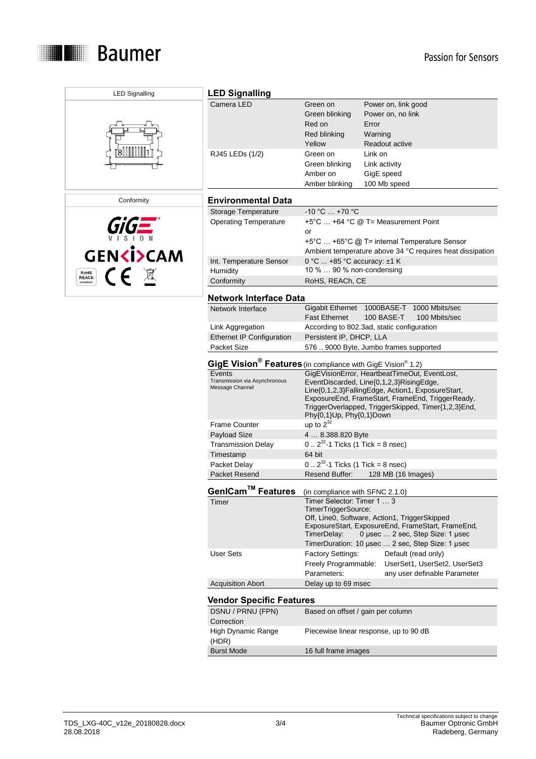## LED Signalling

| | | |
|---|---|---|
| Camera LED | Green on | Power on, link good |
| | Green blinking | Power on, no link |
| | Red on | Error |
| | Red blinking | Warning |
| | Yellow | Readout active |
| RJ45 LEDs (1/2) | Green on | Link on |
| | Green blinking | Link activity |
| | Amber on | GigE speed |
| | Amber blinking | 100 Mb speed |

## Environmental Data

| | |
|---|---|
| Storage Temperature | -10 °C … +70 °C |
| Operating Temperature | +5°C … +64 °C @ T= Measurement Point<br>or<br>+5°C … +65°C @ T= internal Temperature Sensor<br>Ambient temperature above 34 °C requires heat dissipation |
| Int. Temperature Sensor | 0 °C ... +85 °C accuracy: ±1 K |
| Humidity | 10 % … 90 % non-condensing |
| Conformity | RoHS, REACh, CE |

## Network Interface Data

| | | | |
|---|---|---|---|
| Network Interface | Gigabit Ethernet | 1000BASE-T | 1000 Mbits/sec |
| | Fast Ethernet | 100 BASE-T | 100 Mbits/sec |
| Link Aggregation | According to 802.3ad, static configuration | | |
| Ethernet IP Configuration | Persistent IP, DHCP, LLA | | |
| Packet Size | 576 .. 9000 Byte, Jumbo frames supported | | |

## GigE Vision® Features (in compliance with GigE Vision® 1.2)

| | |
|---|---|
| Events<br>Transmission via Asynchronous Message Channel | GigEVisionError, HeartbeatTimeOut, EventLost, EventDiscarded, Line{0,1,2,3}RisingEdge, Line{0,1,2,3}FallingEdge, Action1, ExposureStart, ExposureEnd, FrameStart, FrameEnd, TriggerReady, TriggerOverlapped, TriggerSkipped, Timer{1,2,3}End, Phy{0,1}Up, Phy{0,1}Down |
| Frame Counter | up to $2^{32}$ |
| Payload Size | 4 … 8.388.820 Byte |
| Transmission Delay | 0 .. $2^{32}$-1 Ticks (1 Tick = 8 nsec) |
| Timestamp | 64 bit |
| Packet Delay | 0 .. $2^{32}$-1 Ticks (1 Tick = 8 nsec) |
| Packet Resend | Resend Buffer: 128 MB (16 Images) |

## GenICam™ Features (in compliance with SFNC 2.1.0)

| | | |
|---|---|---|
| Timer | Timer Selector: Timer 1 … 3<br>TimerTriggerSource:<br>Off, Line0, Software, Action1, TriggerSkipped ExposureStart, ExposureEnd, FrameStart, FrameEnd,<br>TimerDelay: 0 µsec … 2 sec, Step Size: 1 µsec<br>TimerDuration: 10 µsec … 2 sec, Step Size: 1 µsec | |
| User Sets | Factory Settings: | Default (read only) |
| | Freely Programmable: | UserSet1, UserSet2, UserSet3 |
| | Parameters: | any user definable Parameter |
| Acquisition Abort | Delay up to 69 msec | |

## Vendor Specific Features

| | |
|---|---|
| DSNU / PRNU (FPN) Correction | Based on offset / gain per column |
| High Dynamic Range (HDR) | Piecewise linear response, up to 90 dB |
| Burst Mode | 16 full frame images |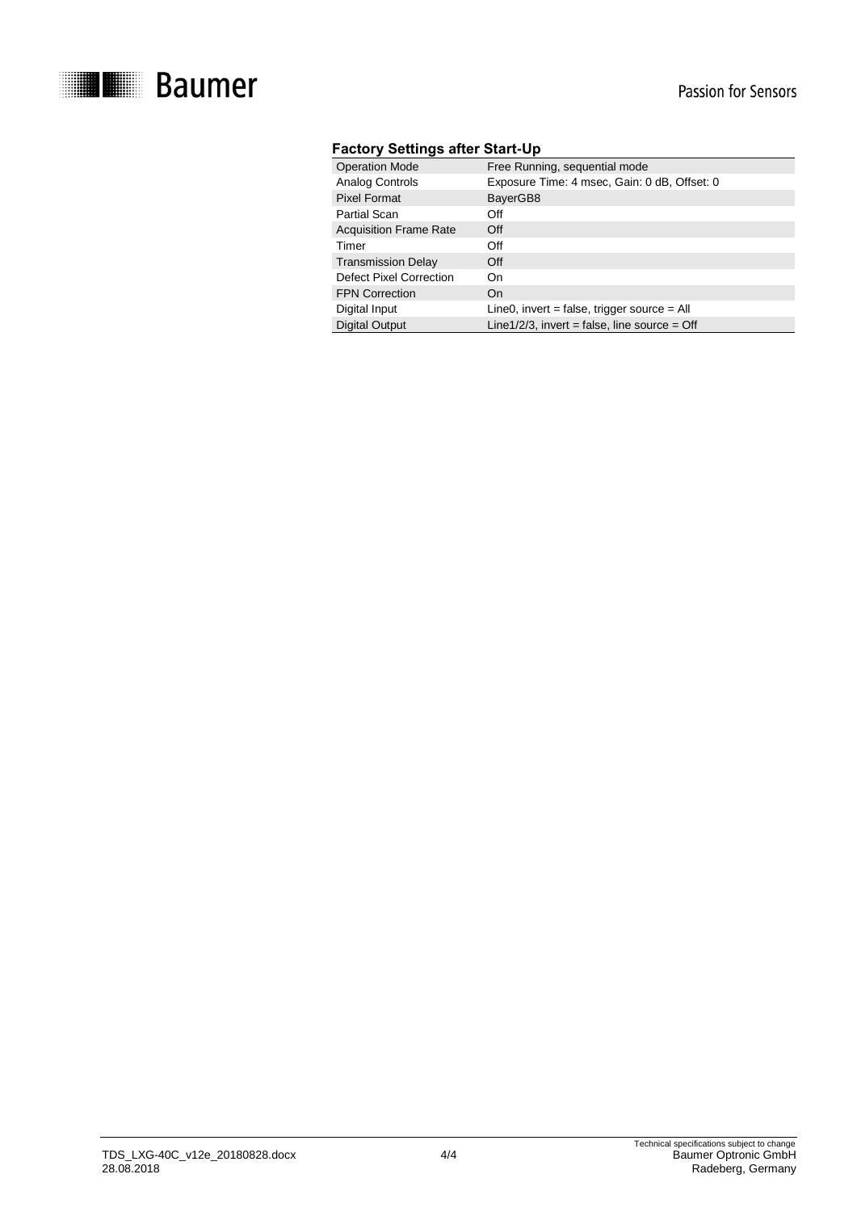### Factory Settings after Start-Up

| | |
|---|---|
| Operation Mode | Free Running, sequential mode |
| Analog Controls | Exposure Time: 4 msec, Gain: 0 dB, Offset: 0 |
| Pixel Format | BayerGB8 |
| Partial Scan | Off |
| Acquisition Frame Rate | Off |
| Timer | Off |
| Transmission Delay | Off |
| Defect Pixel Correction | On |
| FPN Correction | On |
| Digital Input | Line0, invert = false, trigger source = All |
| Digital Output | Line1/2/3, invert = false, line source = Off |